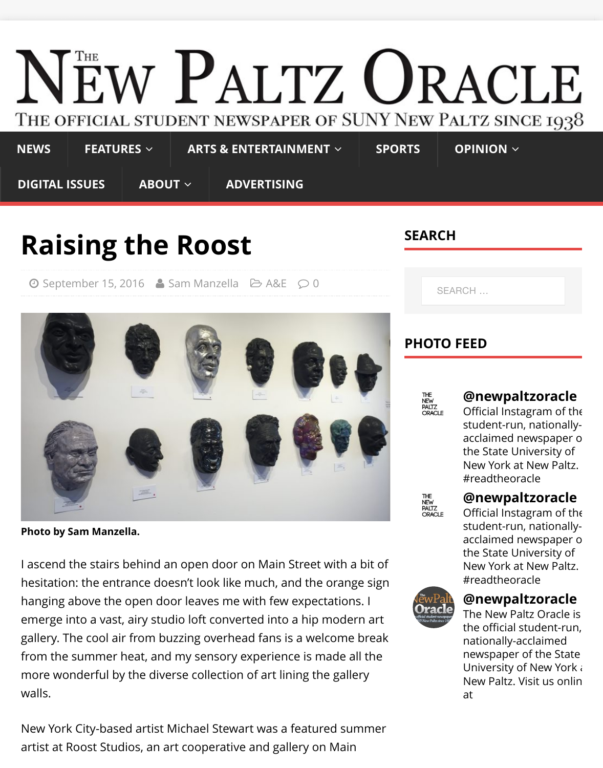# The New Paltz Oracle

The Official Student Newspaper of SUNY New Paltz Since 1938

NEWS | FEATURES | ARTS & ENTERTAINMENT | SPORTS | OPINION | DIGITAL ISSUES | ABOUT | ADVERTISING

## Raising the Roost

September 15, 2016 · Sam Manzella · A&E · 0

Photo by Sam Manzella.

I ascend the stairs behind an open door on Main Street with a bit of hesitation: the entrance doesn't look like much, and the orange sign hanging above the open door leaves me with few expectations. I emerge into a vast, airy studio loft converted into a hip modern art gallery. The cool air from buzzing overhead fans is a welcome break from the summer heat, and my sensory experience is made all the more wonderful by the diverse collection of art lining the gallery walls.

New York City-based artist Michael Stewart was a featured summer artist at Roost Studios, an art cooperative and gallery on Main

### SEARCH

SEARCH ...

### PHOTO FEED

**@newpaltzoracle**
Official Instagram of the student-run, nationally-acclaimed newspaper o the State University of New York at New Paltz. #readtheoracle

**@newpaltzoracle**
Official Instagram of the student-run, nationally-acclaimed newspaper o the State University of New York at New Paltz. #readtheoracle

**@newpaltzoracle**
The New Paltz Oracle is the official student-run, nationally-acclaimed newspaper of the State University of New York a New Paltz. Visit us onlin at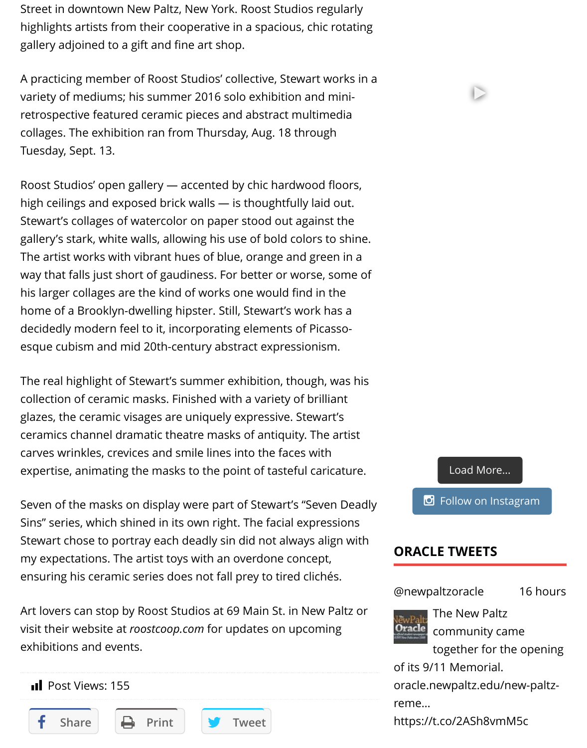Street in downtown New Paltz, New York. Roost Studios regularly highlights artists from their cooperative in a spacious, chic rotating gallery adjoined to a gift and fine art shop.

A practicing member of Roost Studios' collective, Stewart works in a variety of mediums; his summer 2016 solo exhibition and mini-retrospective featured ceramic pieces and abstract multimedia collages. The exhibition ran from Thursday, Aug. 18 through Tuesday, Sept. 13.

Roost Studios' open gallery — accented by chic hardwood floors, high ceilings and exposed brick walls — is thoughtfully laid out. Stewart's collages of watercolor on paper stood out against the gallery's stark, white walls, allowing his use of bold colors to shine. The artist works with vibrant hues of blue, orange and green in a way that falls just short of gaudiness. For better or worse, some of his larger collages are the kind of works one would find in the home of a Brooklyn-dwelling hipster. Still, Stewart's work has a decidedly modern feel to it, incorporating elements of Picasso-esque cubism and mid 20th-century abstract expressionism.

The real highlight of Stewart's summer exhibition, though, was his collection of ceramic masks. Finished with a variety of brilliant glazes, the ceramic visages are uniquely expressive. Stewart's ceramics channel dramatic theatre masks of antiquity. The artist carves wrinkles, crevices and smile lines into the faces with expertise, animating the masks to the point of tasteful caricature.

Seven of the masks on display were part of Stewart's "Seven Deadly Sins" series, which shined in its own right. The facial expressions Stewart chose to portray each deadly sin did not always align with my expectations. The artist toys with an overdone concept, ensuring his ceramic series does not fall prey to tired clichés.

Art lovers can stop by Roost Studios at 69 Main St. in New Paltz or visit their website at *roostcoop.com* for updates on upcoming exhibitions and events.

Post Views: 155

Share Print Tweet

Load More...

Follow on Instagram

## ORACLE TWEETS

@newpaltzoracle 16 hours

The New Paltz community came together for the opening of its 9/11 Memorial. oracle.newpaltz.edu/new-paltz-reme... https://t.co/2ASh8vmM5c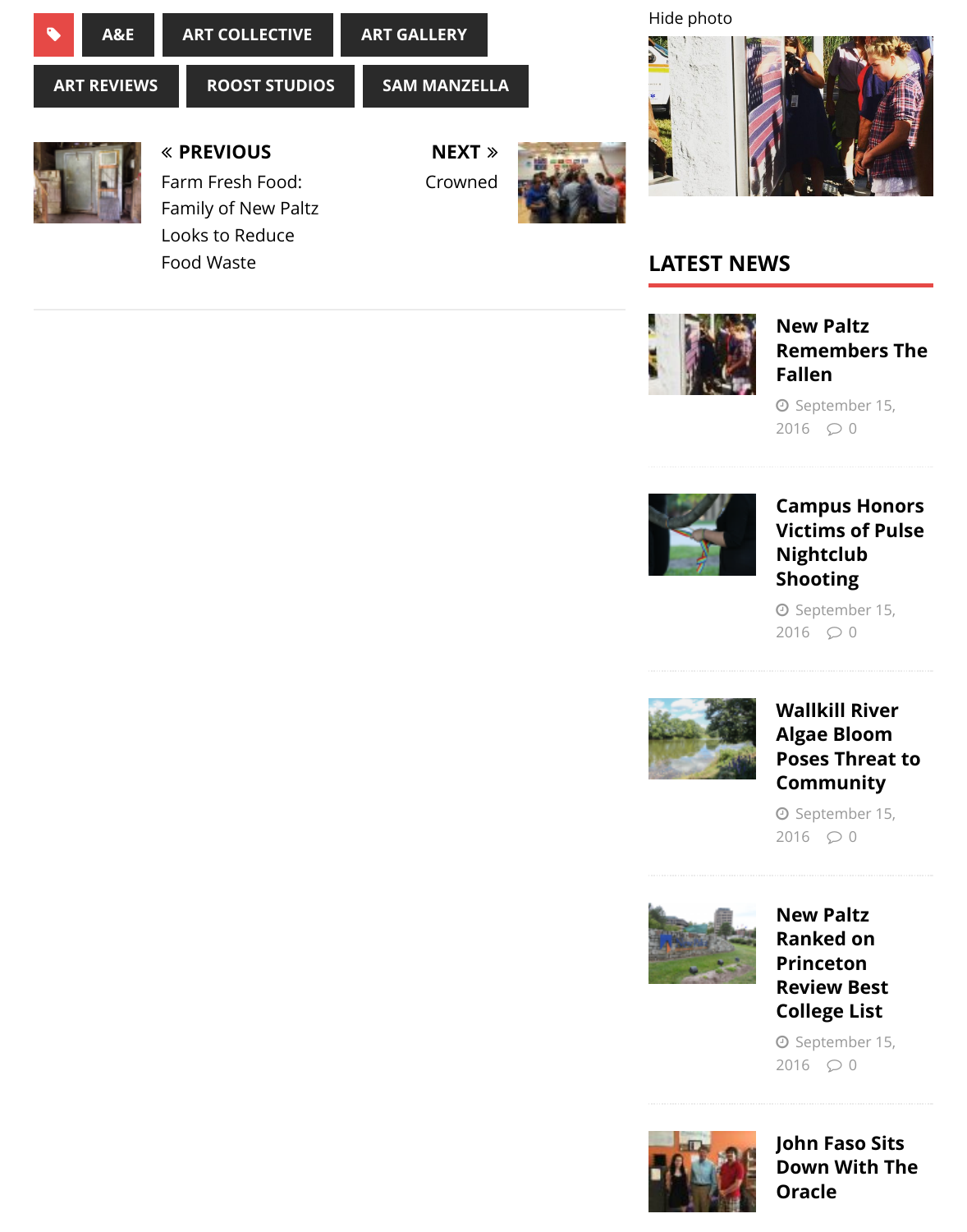A&E | ART COLLECTIVE | ART GALLERY | ART REVIEWS | ROOST STUDIOS | SAM MANZELLA

« PREVIOUS
Farm Fresh Food: Family of New Paltz Looks to Reduce Food Waste

NEXT »
Crowned

Hide photo

## LATEST NEWS

**New Paltz Remembers The Fallen**
September 15, 2016 0

**Campus Honors Victims of Pulse Nightclub Shooting**
September 15, 2016 0

**Wallkill River Algae Bloom Poses Threat to Community**
September 15, 2016 0

**New Paltz Ranked on Princeton Review Best College List**
September 15, 2016 0

**John Faso Sits Down With The Oracle**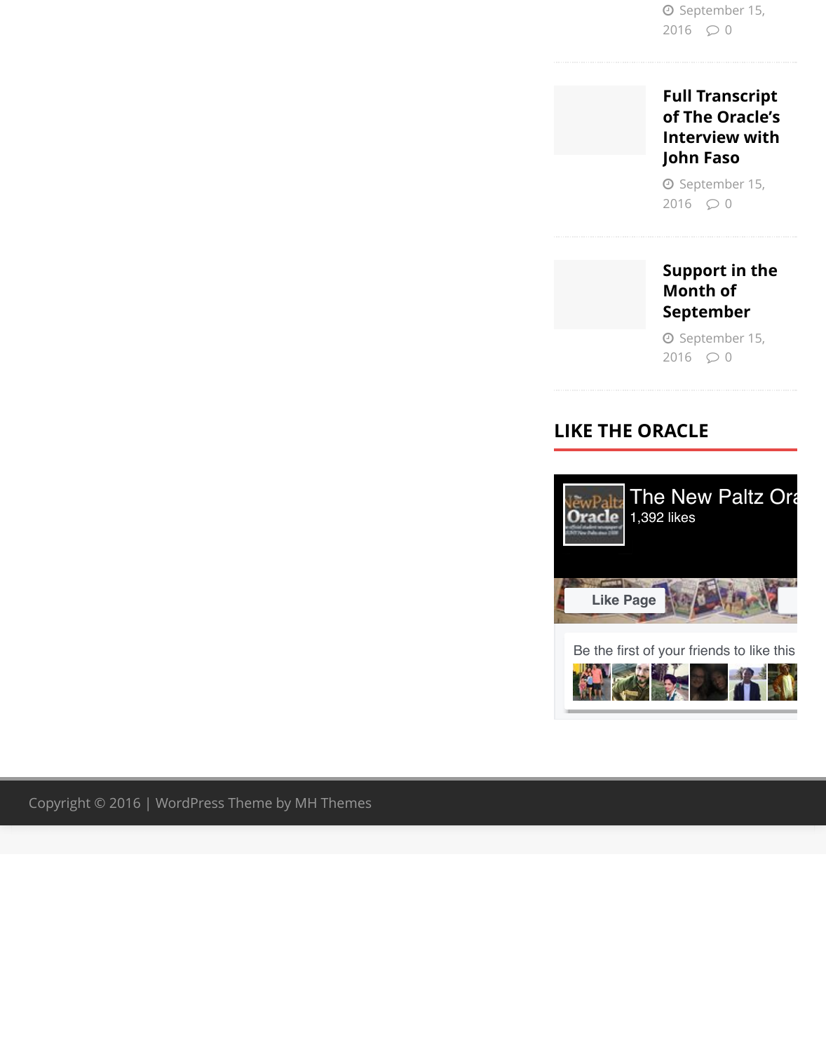September 15, 2016 0

---

**Full Transcript of The Oracle's Interview with John Faso**

September 15, 2016 0

---

**Support in the Month of September**

September 15, 2016 0

---

## LIKE THE ORACLE

The New Paltz Ora
1,392 likes

Like Page

Be the first of your friends to like this

---

Copyright © 2016 | WordPress Theme by MH Themes